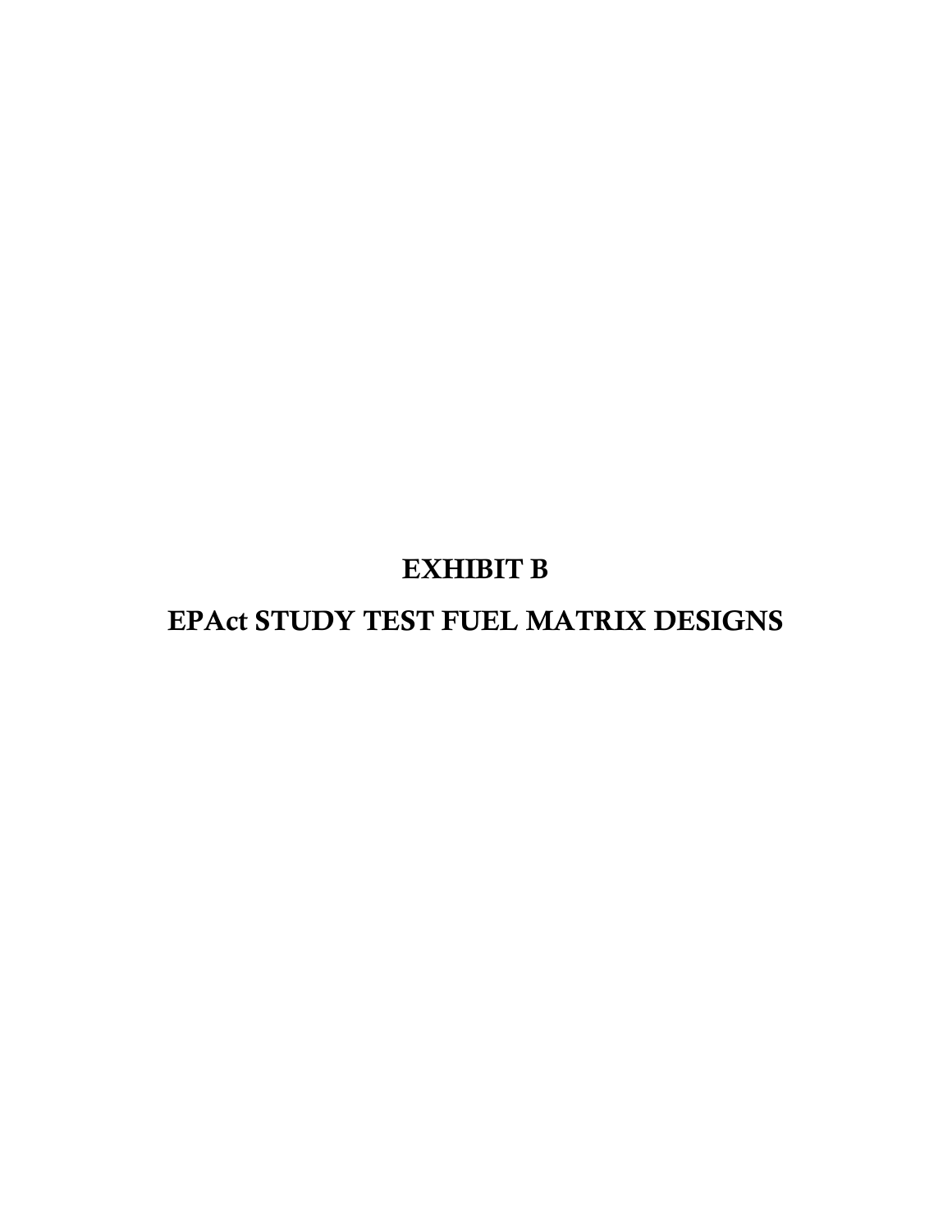# EXHIBIT B

# EPAct STUDY TEST FUEL MATRIX DESIGNS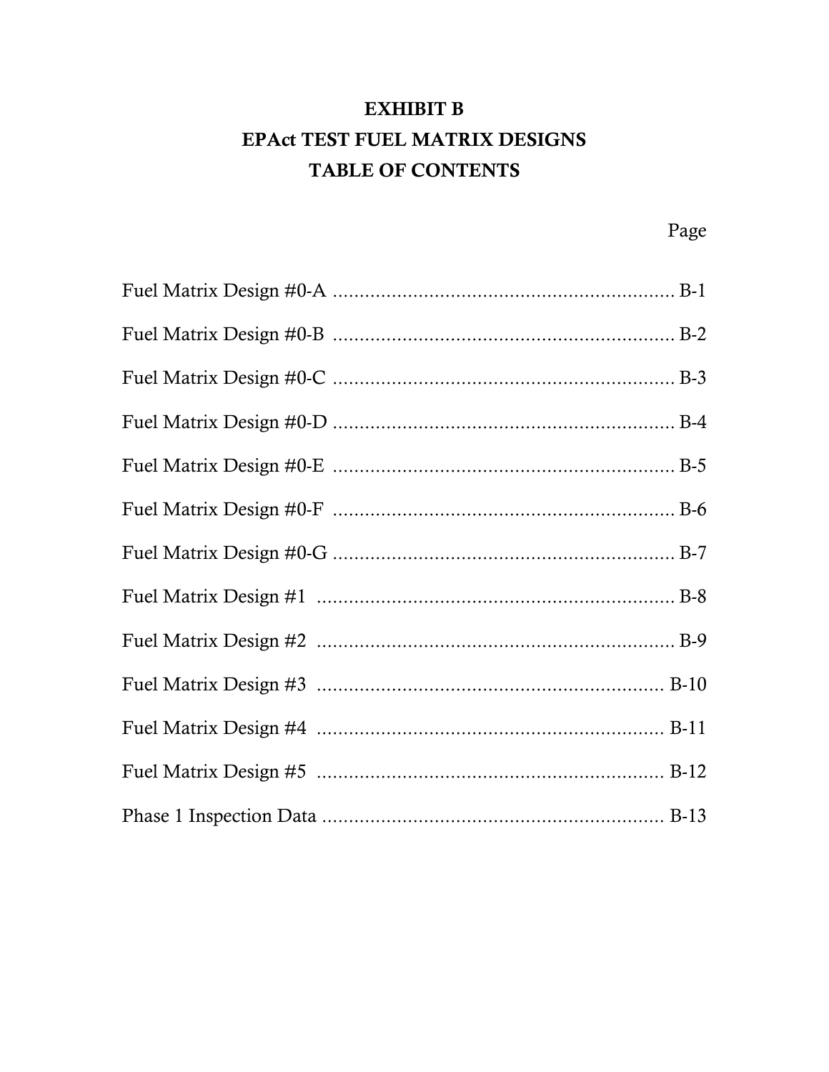# EXHIBIT B

# EPAct TEST FUEL MATRIX DESIGNS

# TABLE OF CONTENTS

| | Page |
|---|---|
| Fuel Matrix Design #0-A | B-1 |
| Fuel Matrix Design #0-B | B-2 |
| Fuel Matrix Design #0-C | B-3 |
| Fuel Matrix Design #0-D | B-4 |
| Fuel Matrix Design #0-E | B-5 |
| Fuel Matrix Design #0-F | B-6 |
| Fuel Matrix Design #0-G | B-7 |
| Fuel Matrix Design #1 | B-8 |
| Fuel Matrix Design #2 | B-9 |
| Fuel Matrix Design #3 | B-10 |
| Fuel Matrix Design #4 | B-11 |
| Fuel Matrix Design #5 | B-12 |
| Phase 1 Inspection Data | B-13 |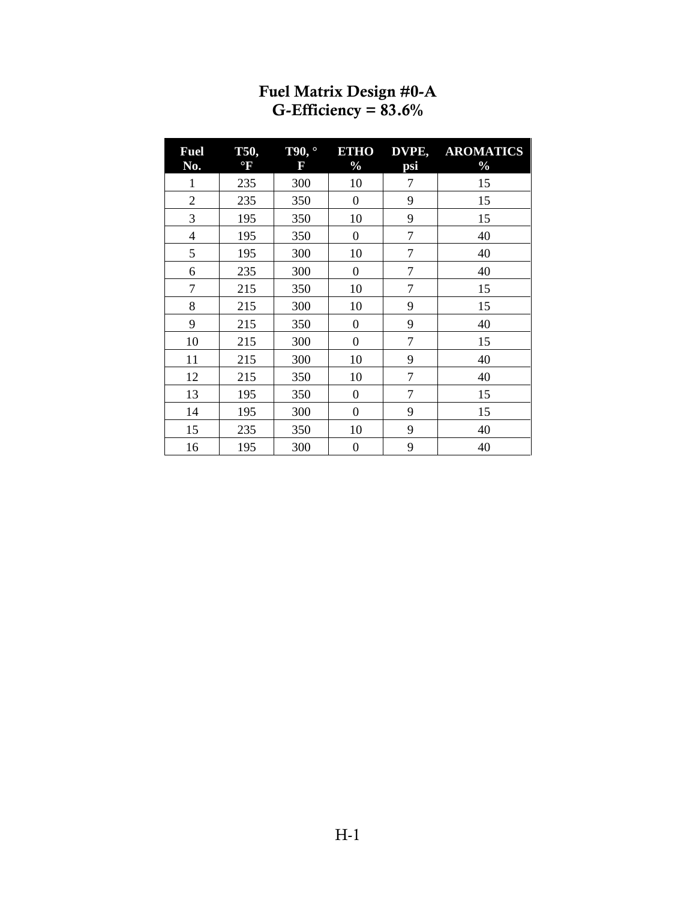# Fuel Matrix Design #0-A
## G-Efficiency = 83.6%

| Fuel No. | T50, °F | T90, °F | ETHO % | DVPE, psi | AROMATICS % |
|---|---|---|---|---|---|
| 1 | 235 | 300 | 10 | 7 | 15 |
| 2 | 235 | 350 | 0 | 9 | 15 |
| 3 | 195 | 350 | 10 | 9 | 15 |
| 4 | 195 | 350 | 0 | 7 | 40 |
| 5 | 195 | 300 | 10 | 7 | 40 |
| 6 | 235 | 300 | 0 | 7 | 40 |
| 7 | 215 | 350 | 10 | 7 | 15 |
| 8 | 215 | 300 | 10 | 9 | 15 |
| 9 | 215 | 350 | 0 | 9 | 40 |
| 10 | 215 | 300 | 0 | 7 | 15 |
| 11 | 215 | 300 | 10 | 9 | 40 |
| 12 | 215 | 350 | 10 | 7 | 40 |
| 13 | 195 | 350 | 0 | 7 | 15 |
| 14 | 195 | 300 | 0 | 9 | 15 |
| 15 | 235 | 350 | 10 | 9 | 40 |
| 16 | 195 | 300 | 0 | 9 | 40 |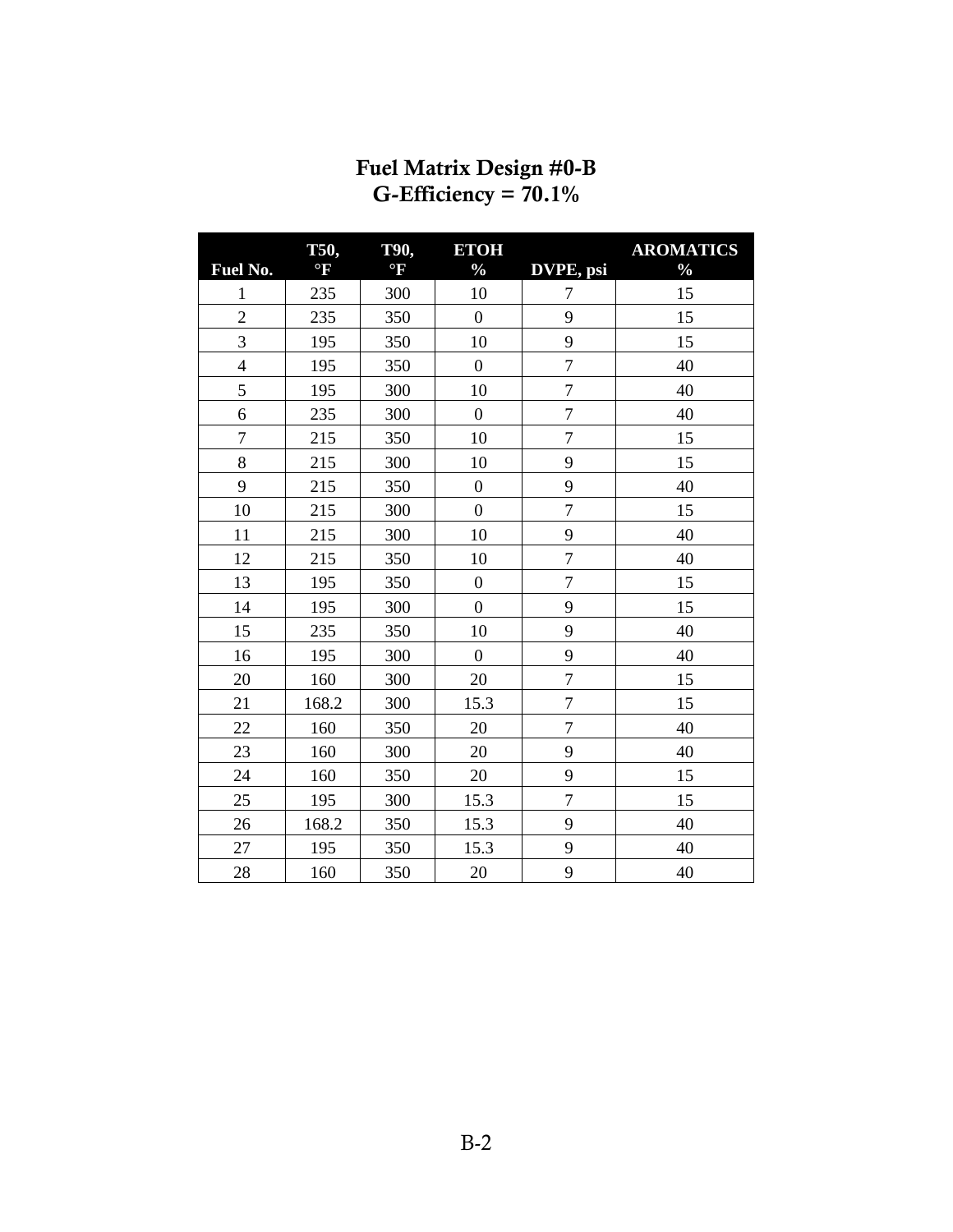**Fuel Matrix Design #0-B**
**G-Efficiency = 70.1%**

| Fuel No. | T50, °F | T90, °F | ETOH % | DVPE, psi | AROMATICS % |
|---|---|---|---|---|---|
| 1 | 235 | 300 | 10 | 7 | 15 |
| 2 | 235 | 350 | 0 | 9 | 15 |
| 3 | 195 | 350 | 10 | 9 | 15 |
| 4 | 195 | 350 | 0 | 7 | 40 |
| 5 | 195 | 300 | 10 | 7 | 40 |
| 6 | 235 | 300 | 0 | 7 | 40 |
| 7 | 215 | 350 | 10 | 7 | 15 |
| 8 | 215 | 300 | 10 | 9 | 15 |
| 9 | 215 | 350 | 0 | 9 | 40 |
| 10 | 215 | 300 | 0 | 7 | 15 |
| 11 | 215 | 300 | 10 | 9 | 40 |
| 12 | 215 | 350 | 10 | 7 | 40 |
| 13 | 195 | 350 | 0 | 7 | 15 |
| 14 | 195 | 300 | 0 | 9 | 15 |
| 15 | 235 | 350 | 10 | 9 | 40 |
| 16 | 195 | 300 | 0 | 9 | 40 |
| 20 | 160 | 300 | 20 | 7 | 15 |
| 21 | 168.2 | 300 | 15.3 | 7 | 15 |
| 22 | 160 | 350 | 20 | 7 | 40 |
| 23 | 160 | 300 | 20 | 9 | 40 |
| 24 | 160 | 350 | 20 | 9 | 15 |
| 25 | 195 | 300 | 15.3 | 7 | 15 |
| 26 | 168.2 | 350 | 15.3 | 9 | 40 |
| 27 | 195 | 350 | 15.3 | 9 | 40 |
| 28 | 160 | 350 | 20 | 9 | 40 |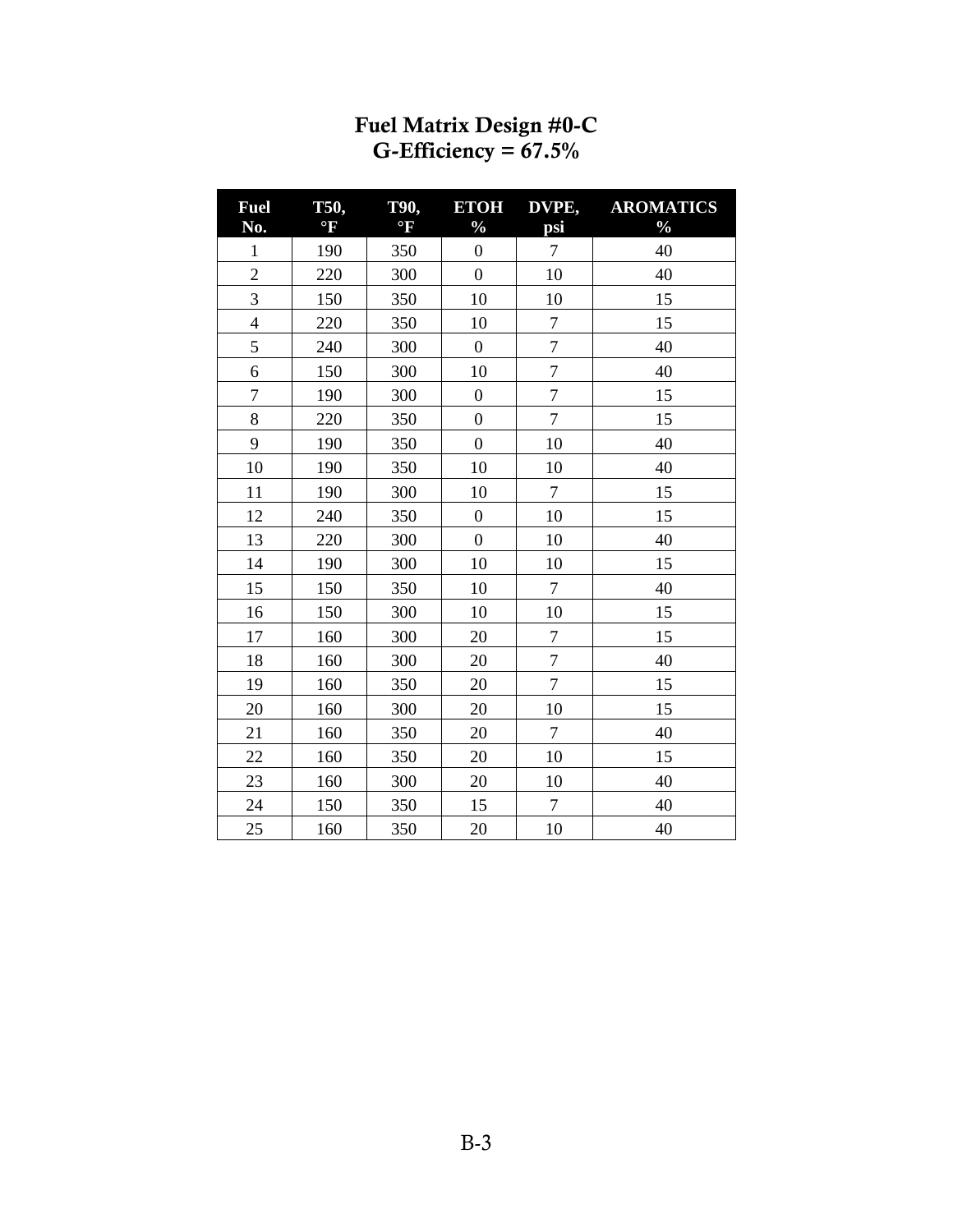# Fuel Matrix Design #0-C
## G-Efficiency = 67.5%

| Fuel No. | T50, °F | T90, °F | ETOH % | DVPE, psi | AROMATICS % |
|---|---|---|---|---|---|
| 1 | 190 | 350 | 0 | 7 | 40 |
| 2 | 220 | 300 | 0 | 10 | 40 |
| 3 | 150 | 350 | 10 | 10 | 15 |
| 4 | 220 | 350 | 10 | 7 | 15 |
| 5 | 240 | 300 | 0 | 7 | 40 |
| 6 | 150 | 300 | 10 | 7 | 40 |
| 7 | 190 | 300 | 0 | 7 | 15 |
| 8 | 220 | 350 | 0 | 7 | 15 |
| 9 | 190 | 350 | 0 | 10 | 40 |
| 10 | 190 | 350 | 10 | 10 | 40 |
| 11 | 190 | 300 | 10 | 7 | 15 |
| 12 | 240 | 350 | 0 | 10 | 15 |
| 13 | 220 | 300 | 0 | 10 | 40 |
| 14 | 190 | 300 | 10 | 10 | 15 |
| 15 | 150 | 350 | 10 | 7 | 40 |
| 16 | 150 | 300 | 10 | 10 | 15 |
| 17 | 160 | 300 | 20 | 7 | 15 |
| 18 | 160 | 300 | 20 | 7 | 40 |
| 19 | 160 | 350 | 20 | 7 | 15 |
| 20 | 160 | 300 | 20 | 10 | 15 |
| 21 | 160 | 350 | 20 | 7 | 40 |
| 22 | 160 | 350 | 20 | 10 | 15 |
| 23 | 160 | 300 | 20 | 10 | 40 |
| 24 | 150 | 350 | 15 | 7 | 40 |
| 25 | 160 | 350 | 20 | 10 | 40 |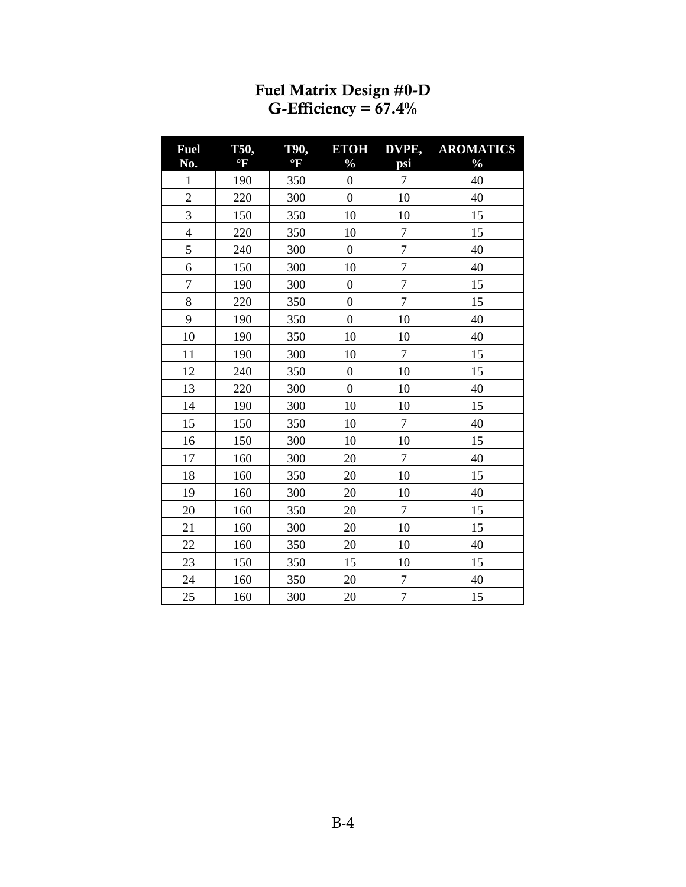# Fuel Matrix Design #0-D
# G-Efficiency = 67.4%

| Fuel No. | T50, °F | T90, °F | ETOH % | DVPE, psi | AROMATICS % |
|---|---|---|---|---|---|
| 1 | 190 | 350 | 0 | 7 | 40 |
| 2 | 220 | 300 | 0 | 10 | 40 |
| 3 | 150 | 350 | 10 | 10 | 15 |
| 4 | 220 | 350 | 10 | 7 | 15 |
| 5 | 240 | 300 | 0 | 7 | 40 |
| 6 | 150 | 300 | 10 | 7 | 40 |
| 7 | 190 | 300 | 0 | 7 | 15 |
| 8 | 220 | 350 | 0 | 7 | 15 |
| 9 | 190 | 350 | 0 | 10 | 40 |
| 10 | 190 | 350 | 10 | 10 | 40 |
| 11 | 190 | 300 | 10 | 7 | 15 |
| 12 | 240 | 350 | 0 | 10 | 15 |
| 13 | 220 | 300 | 0 | 10 | 40 |
| 14 | 190 | 300 | 10 | 10 | 15 |
| 15 | 150 | 350 | 10 | 7 | 40 |
| 16 | 150 | 300 | 10 | 10 | 15 |
| 17 | 160 | 300 | 20 | 7 | 40 |
| 18 | 160 | 350 | 20 | 10 | 15 |
| 19 | 160 | 300 | 20 | 10 | 40 |
| 20 | 160 | 350 | 20 | 7 | 15 |
| 21 | 160 | 300 | 20 | 10 | 15 |
| 22 | 160 | 350 | 20 | 10 | 40 |
| 23 | 150 | 350 | 15 | 10 | 15 |
| 24 | 160 | 350 | 20 | 7 | 40 |
| 25 | 160 | 300 | 20 | 7 | 15 |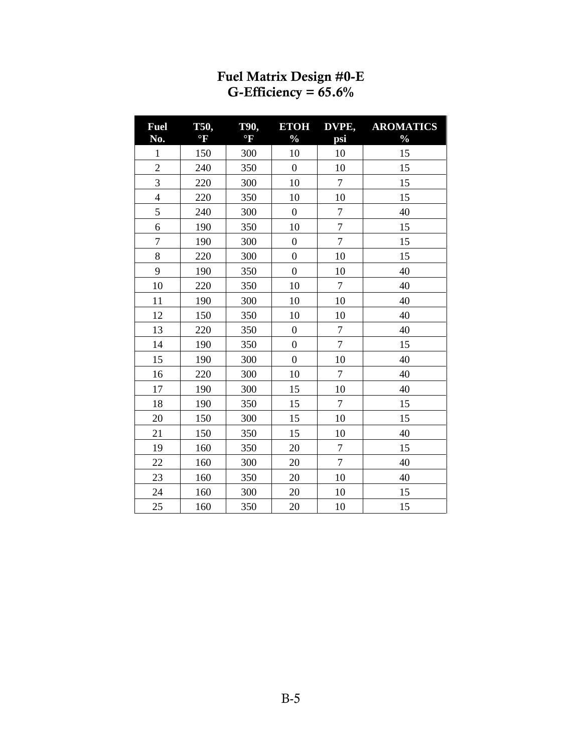# Fuel Matrix Design #0-E
## G-Efficiency = 65.6%

| Fuel No. | T50, °F | T90, °F | ETOH % | DVPE, psi | AROMATICS % |
|---|---|---|---|---|---|
| 1 | 150 | 300 | 10 | 10 | 15 |
| 2 | 240 | 350 | 0 | 10 | 15 |
| 3 | 220 | 300 | 10 | 7 | 15 |
| 4 | 220 | 350 | 10 | 10 | 15 |
| 5 | 240 | 300 | 0 | 7 | 40 |
| 6 | 190 | 350 | 10 | 7 | 15 |
| 7 | 190 | 300 | 0 | 7 | 15 |
| 8 | 220 | 300 | 0 | 10 | 15 |
| 9 | 190 | 350 | 0 | 10 | 40 |
| 10 | 220 | 350 | 10 | 7 | 40 |
| 11 | 190 | 300 | 10 | 10 | 40 |
| 12 | 150 | 350 | 10 | 10 | 40 |
| 13 | 220 | 350 | 0 | 7 | 40 |
| 14 | 190 | 350 | 0 | 7 | 15 |
| 15 | 190 | 300 | 0 | 10 | 40 |
| 16 | 220 | 300 | 10 | 7 | 40 |
| 17 | 190 | 300 | 15 | 10 | 40 |
| 18 | 190 | 350 | 15 | 7 | 15 |
| 20 | 150 | 300 | 15 | 10 | 15 |
| 21 | 150 | 350 | 15 | 10 | 40 |
| 19 | 160 | 350 | 20 | 7 | 15 |
| 22 | 160 | 300 | 20 | 7 | 40 |
| 23 | 160 | 350 | 20 | 10 | 40 |
| 24 | 160 | 300 | 20 | 10 | 15 |
| 25 | 160 | 350 | 20 | 10 | 15 |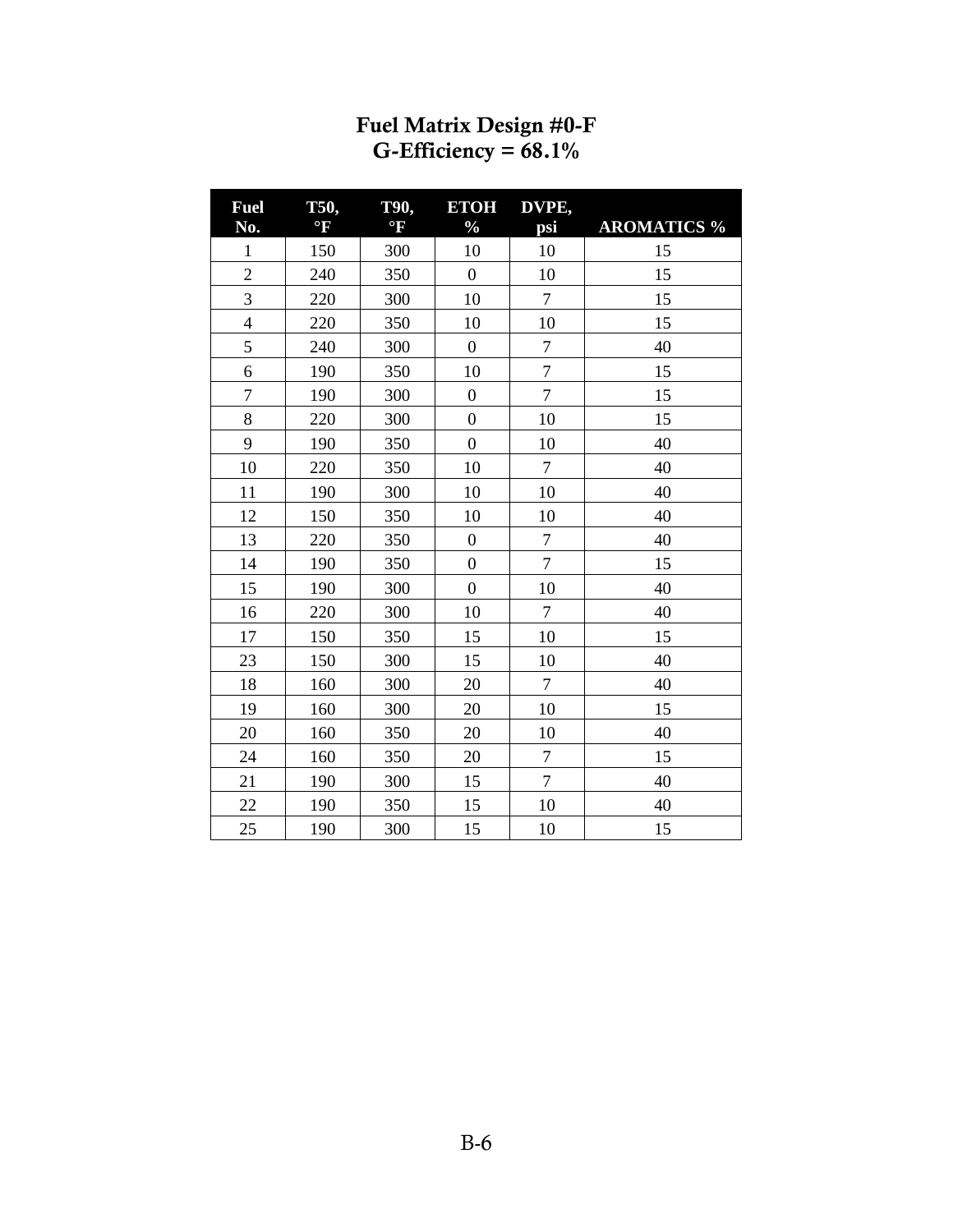# Fuel Matrix Design #0-F
## G-Efficiency = 68.1%

| Fuel No. | T50, °F | T90, °F | ETOH % | DVPE, psi | AROMATICS % |
|---|---|---|---|---|---|
| 1 | 150 | 300 | 10 | 10 | 15 |
| 2 | 240 | 350 | 0 | 10 | 15 |
| 3 | 220 | 300 | 10 | 7 | 15 |
| 4 | 220 | 350 | 10 | 10 | 15 |
| 5 | 240 | 300 | 0 | 7 | 40 |
| 6 | 190 | 350 | 10 | 7 | 15 |
| 7 | 190 | 300 | 0 | 7 | 15 |
| 8 | 220 | 300 | 0 | 10 | 15 |
| 9 | 190 | 350 | 0 | 10 | 40 |
| 10 | 220 | 350 | 10 | 7 | 40 |
| 11 | 190 | 300 | 10 | 10 | 40 |
| 12 | 150 | 350 | 10 | 10 | 40 |
| 13 | 220 | 350 | 0 | 7 | 40 |
| 14 | 190 | 350 | 0 | 7 | 15 |
| 15 | 190 | 300 | 0 | 10 | 40 |
| 16 | 220 | 300 | 10 | 7 | 40 |
| 17 | 150 | 350 | 15 | 10 | 15 |
| 23 | 150 | 300 | 15 | 10 | 40 |
| 18 | 160 | 300 | 20 | 7 | 40 |
| 19 | 160 | 300 | 20 | 10 | 15 |
| 20 | 160 | 350 | 20 | 10 | 40 |
| 24 | 160 | 350 | 20 | 7 | 15 |
| 21 | 190 | 300 | 15 | 7 | 40 |
| 22 | 190 | 350 | 15 | 10 | 40 |
| 25 | 190 | 300 | 15 | 10 | 15 |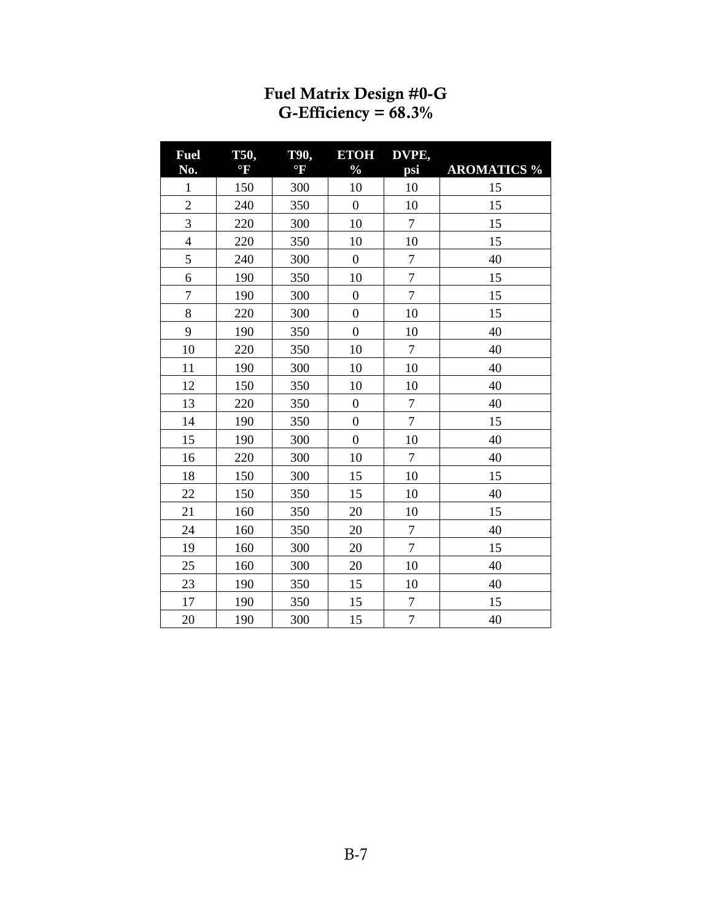# Fuel Matrix Design #0-G
## G-Efficiency = 68.3%

| Fuel No. | T50, °F | T90, °F | ETOH % | DVPE, psi | AROMATICS % |
|---|---|---|---|---|---|
| 1 | 150 | 300 | 10 | 10 | 15 |
| 2 | 240 | 350 | 0 | 10 | 15 |
| 3 | 220 | 300 | 10 | 7 | 15 |
| 4 | 220 | 350 | 10 | 10 | 15 |
| 5 | 240 | 300 | 0 | 7 | 40 |
| 6 | 190 | 350 | 10 | 7 | 15 |
| 7 | 190 | 300 | 0 | 7 | 15 |
| 8 | 220 | 300 | 0 | 10 | 15 |
| 9 | 190 | 350 | 0 | 10 | 40 |
| 10 | 220 | 350 | 10 | 7 | 40 |
| 11 | 190 | 300 | 10 | 10 | 40 |
| 12 | 150 | 350 | 10 | 10 | 40 |
| 13 | 220 | 350 | 0 | 7 | 40 |
| 14 | 190 | 350 | 0 | 7 | 15 |
| 15 | 190 | 300 | 0 | 10 | 40 |
| 16 | 220 | 300 | 10 | 7 | 40 |
| 18 | 150 | 300 | 15 | 10 | 15 |
| 22 | 150 | 350 | 15 | 10 | 40 |
| 21 | 160 | 350 | 20 | 10 | 15 |
| 24 | 160 | 350 | 20 | 7 | 40 |
| 19 | 160 | 300 | 20 | 7 | 15 |
| 25 | 160 | 300 | 20 | 10 | 40 |
| 23 | 190 | 350 | 15 | 10 | 40 |
| 17 | 190 | 350 | 15 | 7 | 15 |
| 20 | 190 | 300 | 15 | 7 | 40 |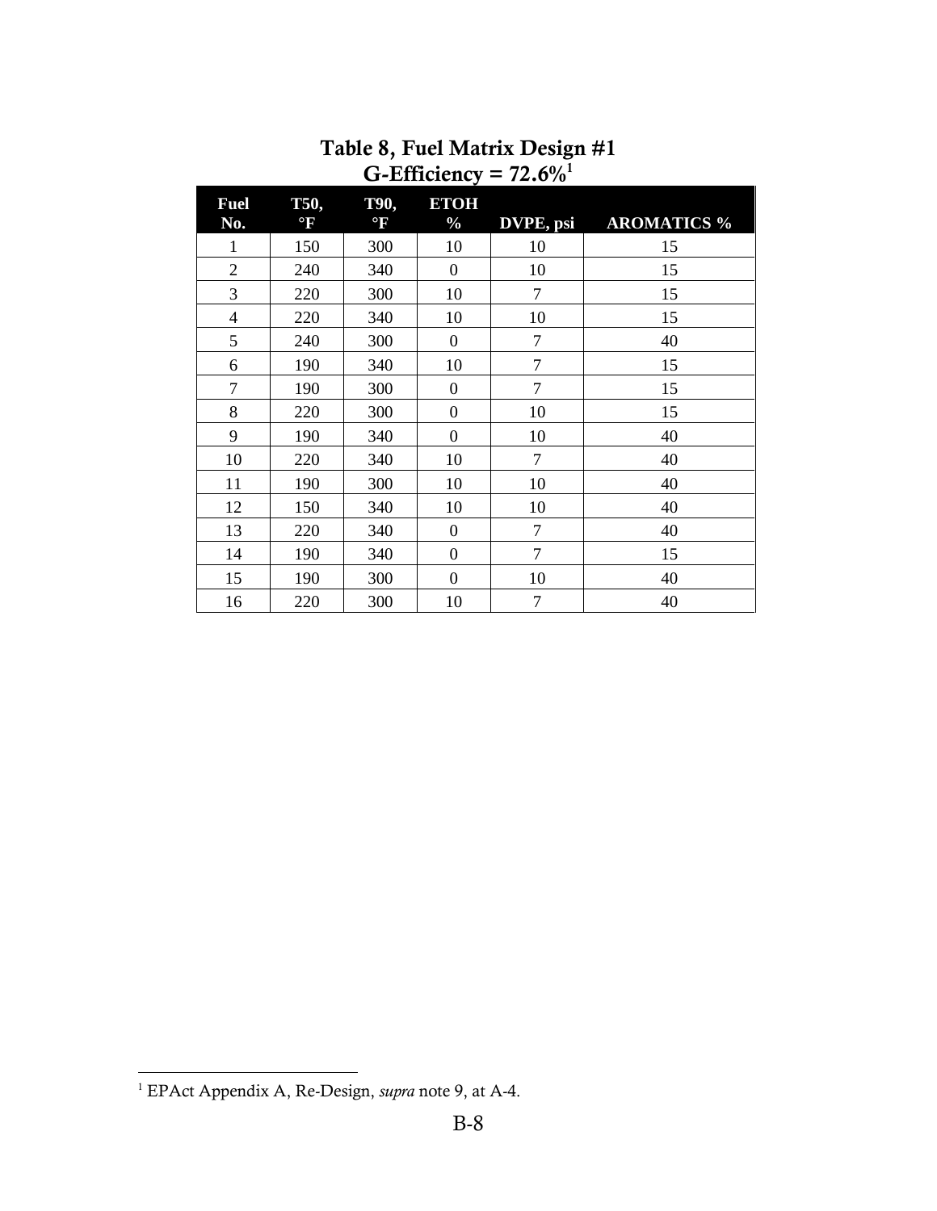## Table 8, Fuel Matrix Design #1

## G-Efficiency = 72.6%[1]

| Fuel No. | T50, °F | T90, °F | ETOH % | DVPE, psi | AROMATICS % |
|---|---|---|---|---|---|
| 1 | 150 | 300 | 10 | 10 | 15 |
| 2 | 240 | 340 | 0 | 10 | 15 |
| 3 | 220 | 300 | 10 | 7 | 15 |
| 4 | 220 | 340 | 10 | 10 | 15 |
| 5 | 240 | 300 | 0 | 7 | 40 |
| 6 | 190 | 340 | 10 | 7 | 15 |
| 7 | 190 | 300 | 0 | 7 | 15 |
| 8 | 220 | 300 | 0 | 10 | 15 |
| 9 | 190 | 340 | 0 | 10 | 40 |
| 10 | 220 | 340 | 10 | 7 | 40 |
| 11 | 190 | 300 | 10 | 10 | 40 |
| 12 | 150 | 340 | 10 | 10 | 40 |
| 13 | 220 | 340 | 0 | 7 | 40 |
| 14 | 190 | 340 | 0 | 7 | 15 |
| 15 | 190 | 300 | 0 | 10 | 40 |
| 16 | 220 | 300 | 10 | 7 | 40 |

[1] EPAct Appendix A, Re-Design, *supra* note 9, at A-4.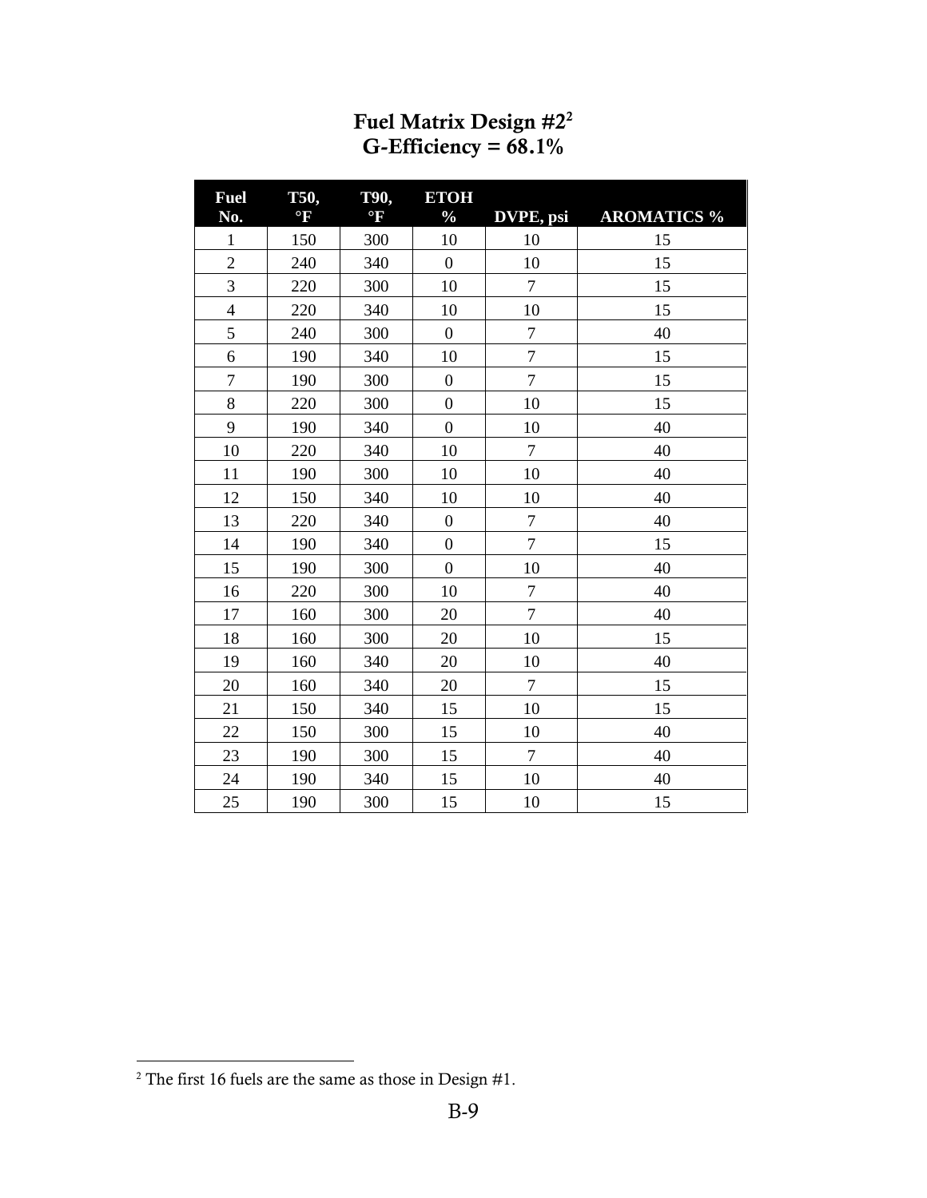## Fuel Matrix Design #2[2]
## G-Efficiency = 68.1%

| Fuel No. | T50, °F | T90, °F | ETOH % | DVPE, psi | AROMATICS % |
|---|---|---|---|---|---|
| 1 | 150 | 300 | 10 | 10 | 15 |
| 2 | 240 | 340 | 0 | 10 | 15 |
| 3 | 220 | 300 | 10 | 7 | 15 |
| 4 | 220 | 340 | 10 | 10 | 15 |
| 5 | 240 | 300 | 0 | 7 | 40 |
| 6 | 190 | 340 | 10 | 7 | 15 |
| 7 | 190 | 300 | 0 | 7 | 15 |
| 8 | 220 | 300 | 0 | 10 | 15 |
| 9 | 190 | 340 | 0 | 10 | 40 |
| 10 | 220 | 340 | 10 | 7 | 40 |
| 11 | 190 | 300 | 10 | 10 | 40 |
| 12 | 150 | 340 | 10 | 10 | 40 |
| 13 | 220 | 340 | 0 | 7 | 40 |
| 14 | 190 | 340 | 0 | 7 | 15 |
| 15 | 190 | 300 | 0 | 10 | 40 |
| 16 | 220 | 300 | 10 | 7 | 40 |
| 17 | 160 | 300 | 20 | 7 | 40 |
| 18 | 160 | 300 | 20 | 10 | 15 |
| 19 | 160 | 340 | 20 | 10 | 40 |
| 20 | 160 | 340 | 20 | 7 | 15 |
| 21 | 150 | 340 | 15 | 10 | 15 |
| 22 | 150 | 300 | 15 | 10 | 40 |
| 23 | 190 | 300 | 15 | 7 | 40 |
| 24 | 190 | 340 | 15 | 10 | 40 |
| 25 | 190 | 300 | 15 | 10 | 15 |

[2] The first 16 fuels are the same as those in Design #1.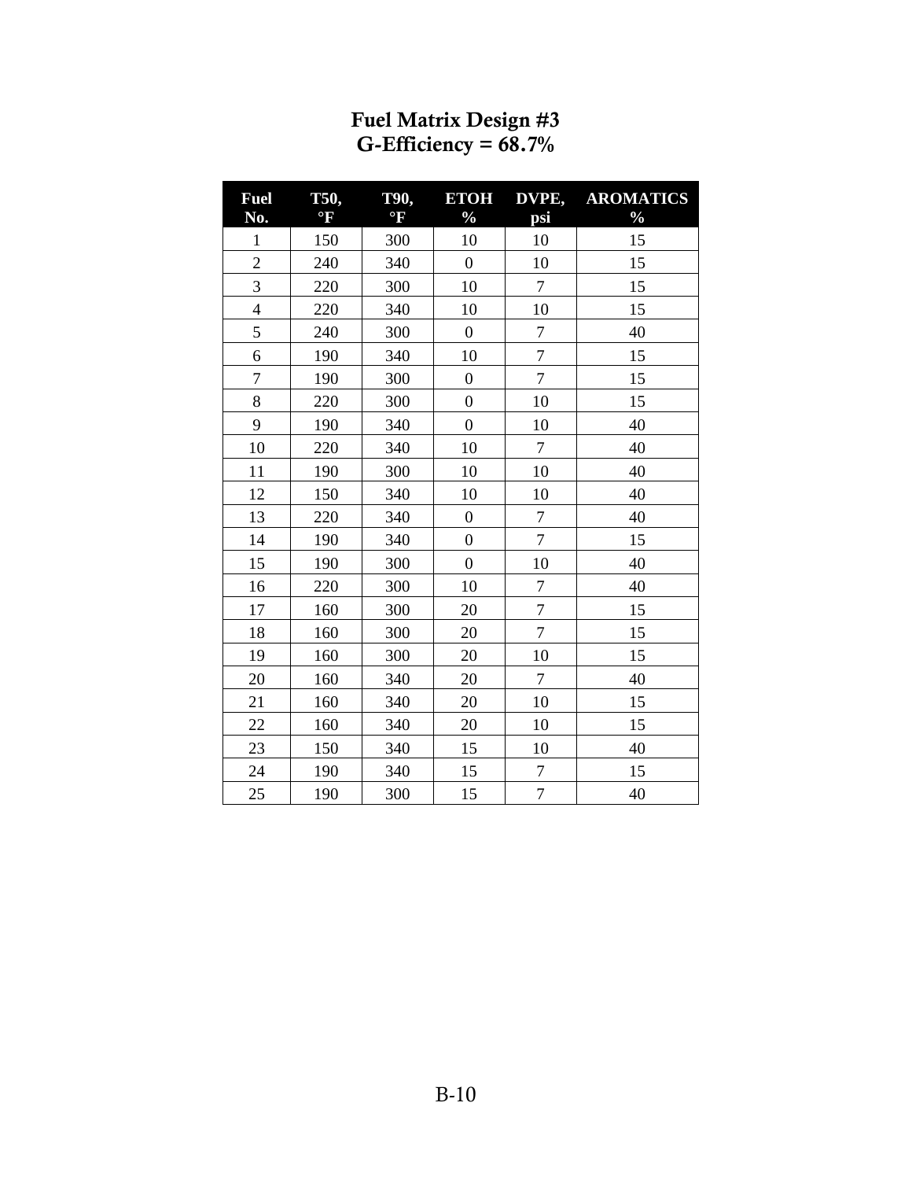# Fuel Matrix Design #3
## G-Efficiency = 68.7%

| Fuel No. | T50, °F | T90, °F | ETOH % | DVPE, psi | AROMATICS % |
|---|---|---|---|---|---|
| 1 | 150 | 300 | 10 | 10 | 15 |
| 2 | 240 | 340 | 0 | 10 | 15 |
| 3 | 220 | 300 | 10 | 7 | 15 |
| 4 | 220 | 340 | 10 | 10 | 15 |
| 5 | 240 | 300 | 0 | 7 | 40 |
| 6 | 190 | 340 | 10 | 7 | 15 |
| 7 | 190 | 300 | 0 | 7 | 15 |
| 8 | 220 | 300 | 0 | 10 | 15 |
| 9 | 190 | 340 | 0 | 10 | 40 |
| 10 | 220 | 340 | 10 | 7 | 40 |
| 11 | 190 | 300 | 10 | 10 | 40 |
| 12 | 150 | 340 | 10 | 10 | 40 |
| 13 | 220 | 340 | 0 | 7 | 40 |
| 14 | 190 | 340 | 0 | 7 | 15 |
| 15 | 190 | 300 | 0 | 10 | 40 |
| 16 | 220 | 300 | 10 | 7 | 40 |
| 17 | 160 | 300 | 20 | 7 | 15 |
| 18 | 160 | 300 | 20 | 7 | 15 |
| 19 | 160 | 300 | 20 | 10 | 15 |
| 20 | 160 | 340 | 20 | 7 | 40 |
| 21 | 160 | 340 | 20 | 10 | 15 |
| 22 | 160 | 340 | 20 | 10 | 15 |
| 23 | 150 | 340 | 15 | 10 | 40 |
| 24 | 190 | 340 | 15 | 7 | 15 |
| 25 | 190 | 300 | 15 | 7 | 40 |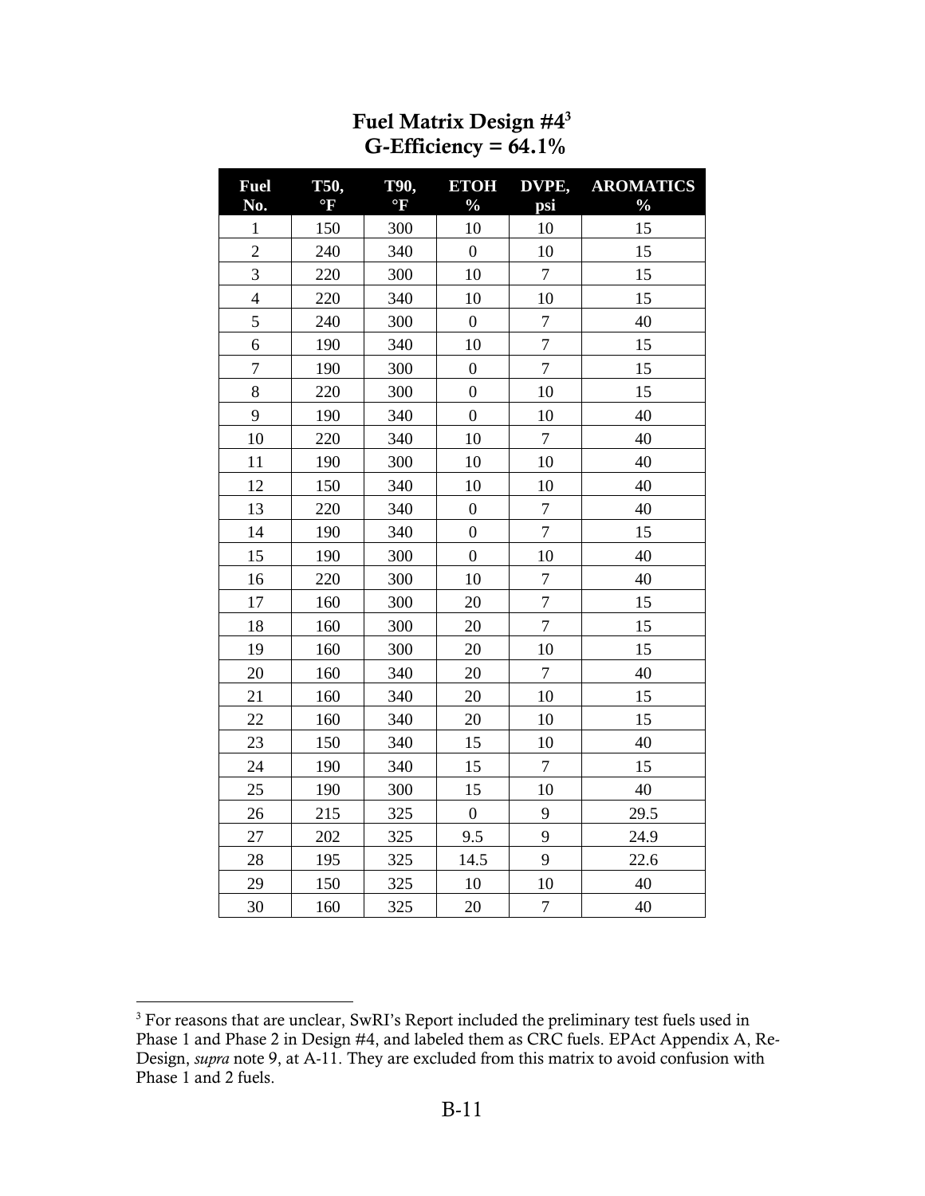## Fuel Matrix Design #4[3]
## G-Efficiency = 64.1%

| Fuel No. | T50, °F | T90, °F | ETOH % | DVPE, psi | AROMATICS % |
|---|---|---|---|---|---|
| 1 | 150 | 300 | 10 | 10 | 15 |
| 2 | 240 | 340 | 0 | 10 | 15 |
| 3 | 220 | 300 | 10 | 7 | 15 |
| 4 | 220 | 340 | 10 | 10 | 15 |
| 5 | 240 | 300 | 0 | 7 | 40 |
| 6 | 190 | 340 | 10 | 7 | 15 |
| 7 | 190 | 300 | 0 | 7 | 15 |
| 8 | 220 | 300 | 0 | 10 | 15 |
| 9 | 190 | 340 | 0 | 10 | 40 |
| 10 | 220 | 340 | 10 | 7 | 40 |
| 11 | 190 | 300 | 10 | 10 | 40 |
| 12 | 150 | 340 | 10 | 10 | 40 |
| 13 | 220 | 340 | 0 | 7 | 40 |
| 14 | 190 | 340 | 0 | 7 | 15 |
| 15 | 190 | 300 | 0 | 10 | 40 |
| 16 | 220 | 300 | 10 | 7 | 40 |
| 17 | 160 | 300 | 20 | 7 | 15 |
| 18 | 160 | 300 | 20 | 7 | 15 |
| 19 | 160 | 300 | 20 | 10 | 15 |
| 20 | 160 | 340 | 20 | 7 | 40 |
| 21 | 160 | 340 | 20 | 10 | 15 |
| 22 | 160 | 340 | 20 | 10 | 15 |
| 23 | 150 | 340 | 15 | 10 | 40 |
| 24 | 190 | 340 | 15 | 7 | 15 |
| 25 | 190 | 300 | 15 | 10 | 40 |
| 26 | 215 | 325 | 0 | 9 | 29.5 |
| 27 | 202 | 325 | 9.5 | 9 | 24.9 |
| 28 | 195 | 325 | 14.5 | 9 | 22.6 |
| 29 | 150 | 325 | 10 | 10 | 40 |
| 30 | 160 | 325 | 20 | 7 | 40 |

[3] For reasons that are unclear, SwRI's Report included the preliminary test fuels used in Phase 1 and Phase 2 in Design #4, and labeled them as CRC fuels. EPAct Appendix A, Re-Design, *supra* note 9, at A-11. They are excluded from this matrix to avoid confusion with Phase 1 and 2 fuels.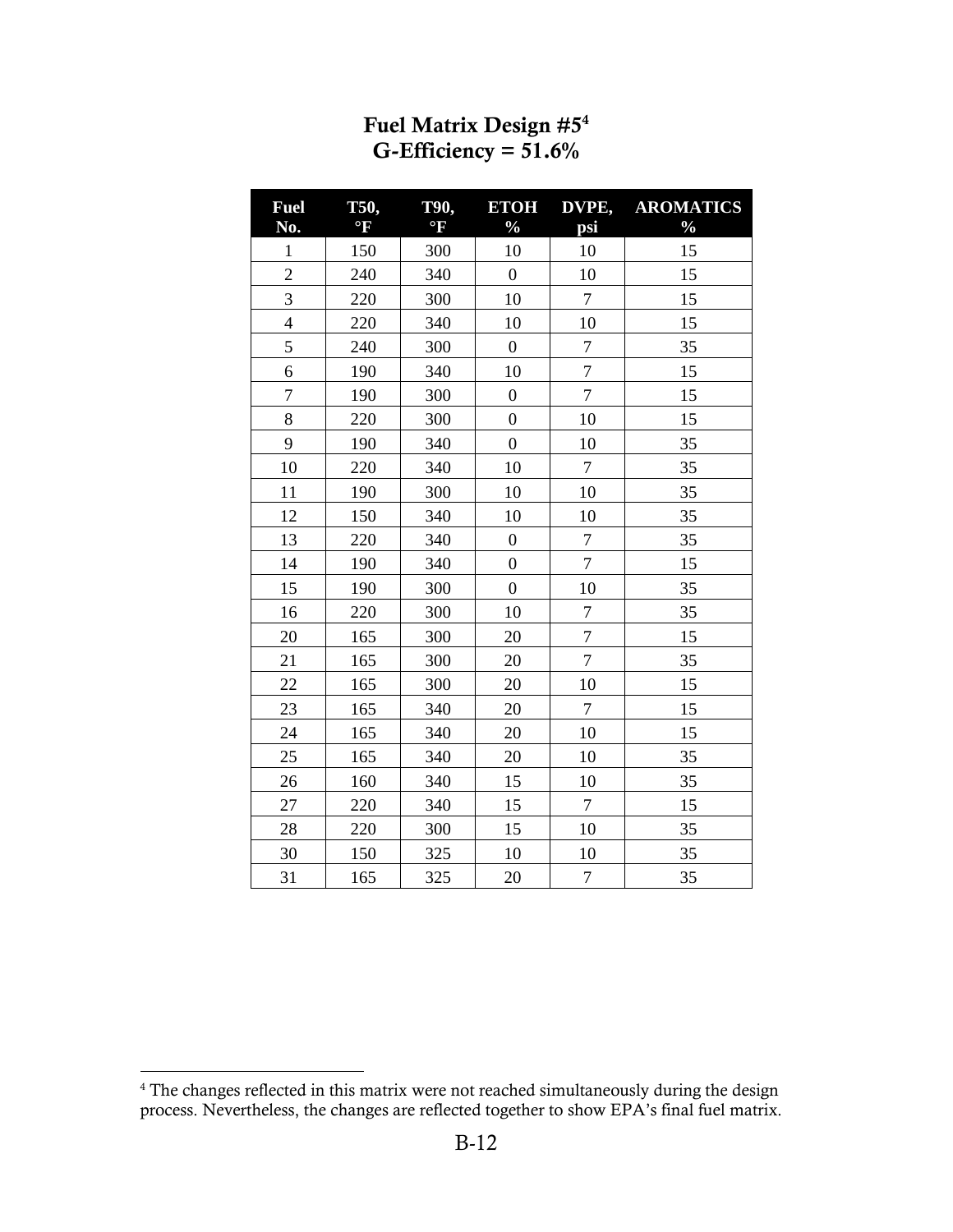# Fuel Matrix Design #5[4]

# G-Efficiency = 51.6%

| Fuel No. | T50, °F | T90, °F | ETOH % | DVPE, psi | AROMATICS % |
|---|---|---|---|---|---|
| 1 | 150 | 300 | 10 | 10 | 15 |
| 2 | 240 | 340 | 0 | 10 | 15 |
| 3 | 220 | 300 | 10 | 7 | 15 |
| 4 | 220 | 340 | 10 | 10 | 15 |
| 5 | 240 | 300 | 0 | 7 | 35 |
| 6 | 190 | 340 | 10 | 7 | 15 |
| 7 | 190 | 300 | 0 | 7 | 15 |
| 8 | 220 | 300 | 0 | 10 | 15 |
| 9 | 190 | 340 | 0 | 10 | 35 |
| 10 | 220 | 340 | 10 | 7 | 35 |
| 11 | 190 | 300 | 10 | 10 | 35 |
| 12 | 150 | 340 | 10 | 10 | 35 |
| 13 | 220 | 340 | 0 | 7 | 35 |
| 14 | 190 | 340 | 0 | 7 | 15 |
| 15 | 190 | 300 | 0 | 10 | 35 |
| 16 | 220 | 300 | 10 | 7 | 35 |
| 20 | 165 | 300 | 20 | 7 | 15 |
| 21 | 165 | 300 | 20 | 7 | 35 |
| 22 | 165 | 300 | 20 | 10 | 15 |
| 23 | 165 | 340 | 20 | 7 | 15 |
| 24 | 165 | 340 | 20 | 10 | 15 |
| 25 | 165 | 340 | 20 | 10 | 35 |
| 26 | 160 | 340 | 15 | 10 | 35 |
| 27 | 220 | 340 | 15 | 7 | 15 |
| 28 | 220 | 300 | 15 | 10 | 35 |
| 30 | 150 | 325 | 10 | 10 | 35 |
| 31 | 165 | 325 | 20 | 7 | 35 |

[4] The changes reflected in this matrix were not reached simultaneously during the design process. Nevertheless, the changes are reflected together to show EPA's final fuel matrix.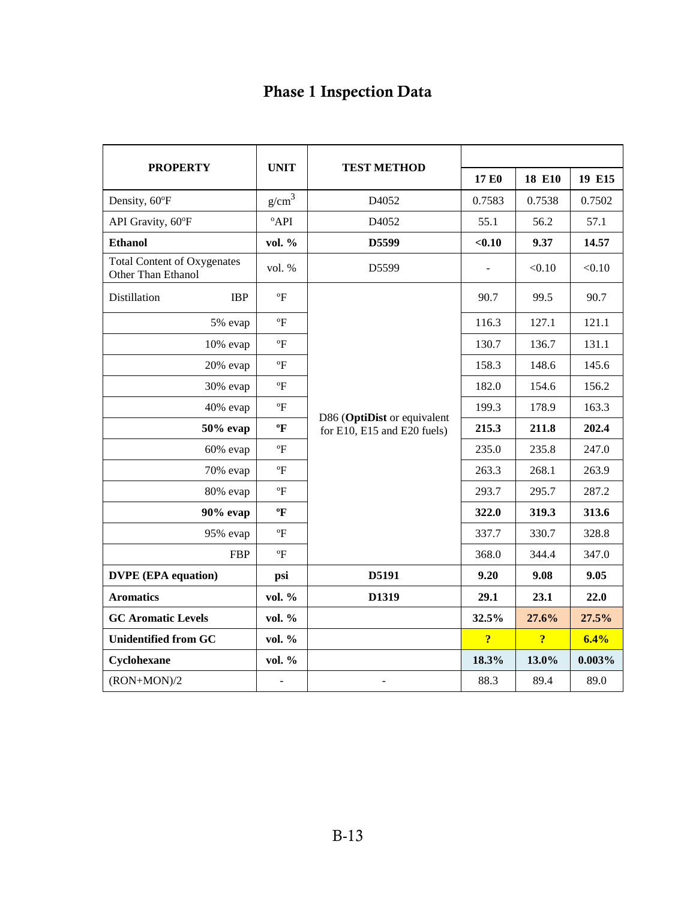# Phase 1 Inspection Data

| PROPERTY | UNIT | TEST METHOD | | | |
|---|---|---|---|---|---|
| | | | 17 E0 | 18 E10 | 19 E15 |
| Density, 60°F | $g/cm^3$ | D4052 | 0.7583 | 0.7538 | 0.7502 |
| API Gravity, 60°F | °API | D4052 | 55.1 | 56.2 | 57.1 |
| **Ethanol** | **vol. %** | **D5599** | **<0.10** | **9.37** | **14.57** |
| Total Content of Oxygenates Other Than Ethanol | vol. % | D5599 | - | <0.10 | <0.10 |
| Distillation IBP | °F | D86 (**OptiDist** or equivalent for E10, E15 and E20 fuels) | 90.7 | 99.5 | 90.7 |
| 5% evap | °F | | 116.3 | 127.1 | 121.1 |
| 10% evap | °F | | 130.7 | 136.7 | 131.1 |
| 20% evap | °F | | 158.3 | 148.6 | 145.6 |
| 30% evap | °F | | 182.0 | 154.6 | 156.2 |
| 40% evap | °F | | 199.3 | 178.9 | 163.3 |
| **50% evap** | **°F** | | **215.3** | **211.8** | **202.4** |
| 60% evap | °F | | 235.0 | 235.8 | 247.0 |
| 70% evap | °F | | 263.3 | 268.1 | 263.9 |
| 80% evap | °F | | 293.7 | 295.7 | 287.2 |
| **90% evap** | **°F** | | **322.0** | **319.3** | **313.6** |
| 95% evap | °F | | 337.7 | 330.7 | 328.8 |
| FBP | °F | | 368.0 | 344.4 | 347.0 |
| **DVPE (EPA equation)** | **psi** | **D5191** | **9.20** | **9.08** | **9.05** |
| **Aromatics** | **vol. %** | **D1319** | **29.1** | **23.1** | **22.0** |
| **GC Aromatic Levels** | **vol. %** | | **32.5%** | **27.6%** | **27.5%** |
| **Unidentified from GC** | **vol. %** | | **?** | **?** | **6.4%** |
| **Cyclohexane** | **vol. %** | | **18.3%** | **13.0%** | **0.003%** |
| (RON+MON)/2 | - | - | 88.3 | 89.4 | 89.0 |